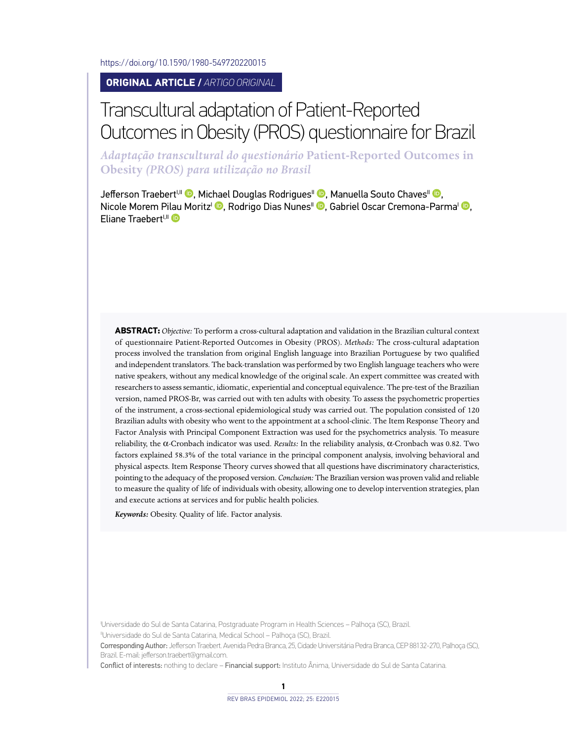https://doi.org/10.1590/1980-549720220015

**ORIGINAL ARTICLE /** *ARTIGO ORIGINAL*

# Transcultural adaptation of Patient-Reported Outcomes in Obesity (PROS) questionnaire for Brazil

## *Adaptação transcultural do questionário* Patient-Reported Outcomes in Obesity *(PROS) para utilização no Brasil*

Jefferson Traebert[I,II], Michael Douglas Rodrigues[II], Manuella Souto Chaves[II], Nicole Morem Pilau Moritz[I], Rodrigo Dias Nunes[II], Gabriel Oscar Cremona-Parma[I], Eliane Traebert[I,II]

**ABSTRACT:** *Objective:* To perform a cross-cultural adaptation and validation in the Brazilian cultural context of questionnaire Patient-Reported Outcomes in Obesity (PROS). *Methods:* The cross-cultural adaptation process involved the translation from original English language into Brazilian Portuguese by two qualified and independent translators. The back-translation was performed by two English language teachers who were native speakers, without any medical knowledge of the original scale. An expert committee was created with researchers to assess semantic, idiomatic, experiential and conceptual equivalence. The pre-test of the Brazilian version, named PROS-Br, was carried out with ten adults with obesity. To assess the psychometric properties of the instrument, a cross-sectional epidemiological study was carried out. The population consisted of 120 Brazilian adults with obesity who went to the appointment at a school-clinic. The Item Response Theory and Factor Analysis with Principal Component Extraction was used for the psychometrics analysis. To measure reliability, the α-Cronbach indicator was used. *Results:* In the reliability analysis, α-Cronbach was 0.82. Two factors explained 58.3% of the total variance in the principal component analysis, involving behavioral and physical aspects. Item Response Theory curves showed that all questions have discriminatory characteristics, pointing to the adequacy of the proposed version. *Conclusion:* The Brazilian version was proven valid and reliable to measure the quality of life of individuals with obesity, allowing one to develop intervention strategies, plan and execute actions at services and for public health policies.

***Keywords:*** Obesity. Quality of life. Factor analysis.

[I]Universidade do Sul de Santa Catarina, Postgraduate Program in Health Sciences – Palhoça (SC), Brazil.

[II]Universidade do Sul de Santa Catarina, Medical School – Palhoça (SC), Brazil.

Corresponding Author: Jefferson Traebert. Avenida Pedra Branca, 25, Cidade Universitária Pedra Branca, CEP 88132-270, Palhoça (SC), Brazil. E-mail: jefferson.traebert@gmail.com.

Conflict of interests: nothing to declare – Financial support: Instituto Ânima, Universidade do Sul de Santa Catarina.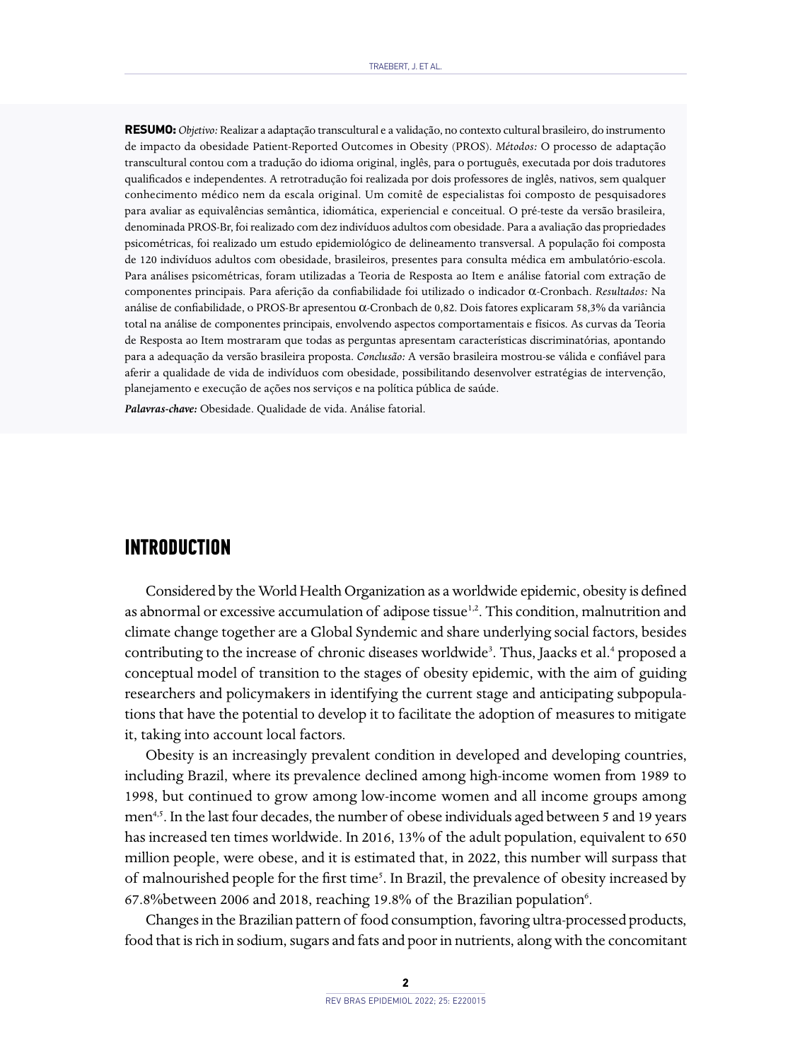**RESUMO:** *Objetivo:* Realizar a adaptação transcultural e a validação, no contexto cultural brasileiro, do instrumento de impacto da obesidade Patient-Reported Outcomes in Obesity (PROS). *Métodos:* O processo de adaptação transcultural contou com a tradução do idioma original, inglês, para o português, executada por dois tradutores qualificados e independentes. A retrotradução foi realizada por dois professores de inglês, nativos, sem qualquer conhecimento médico nem da escala original. Um comitê de especialistas foi composto de pesquisadores para avaliar as equivalências semântica, idiomática, experiencial e conceitual. O pré-teste da versão brasileira, denominada PROS-Br, foi realizado com dez indivíduos adultos com obesidade. Para a avaliação das propriedades psicométricas, foi realizado um estudo epidemiológico de delineamento transversal. A população foi composta de 120 indivíduos adultos com obesidade, brasileiros, presentes para consulta médica em ambulatório-escola. Para análises psicométricas, foram utilizadas a Teoria de Resposta ao Item e análise fatorial com extração de componentes principais. Para aferição da confiabilidade foi utilizado o indicador α-Cronbach. *Resultados:* Na análise de confiabilidade, o PROS-Br apresentou α-Cronbach de 0,82. Dois fatores explicaram 58,3% da variância total na análise de componentes principais, envolvendo aspectos comportamentais e físicos. As curvas da Teoria de Resposta ao Item mostraram que todas as perguntas apresentam características discriminatórias, apontando para a adequação da versão brasileira proposta. *Conclusão:* A versão brasileira mostrou-se válida e confiável para aferir a qualidade de vida de indivíduos com obesidade, possibilitando desenvolver estratégias de intervenção, planejamento e execução de ações nos serviços e na política pública de saúde.

***Palavras-chave:*** Obesidade. Qualidade de vida. Análise fatorial.

# INTRODUCTION

Considered by the World Health Organization as a worldwide epidemic, obesity is defined as abnormal or excessive accumulation of adipose tissue[1,2]. This condition, malnutrition and climate change together are a Global Syndemic and share underlying social factors, besides contributing to the increase of chronic diseases worldwide[3]. Thus, Jaacks et al.[4] proposed a conceptual model of transition to the stages of obesity epidemic, with the aim of guiding researchers and policymakers in identifying the current stage and anticipating subpopulations that have the potential to develop it to facilitate the adoption of measures to mitigate it, taking into account local factors.

Obesity is an increasingly prevalent condition in developed and developing countries, including Brazil, where its prevalence declined among high-income women from 1989 to 1998, but continued to grow among low-income women and all income groups among men[4,5]. In the last four decades, the number of obese individuals aged between 5 and 19 years has increased ten times worldwide. In 2016, 13% of the adult population, equivalent to 650 million people, were obese, and it is estimated that, in 2022, this number will surpass that of malnourished people for the first time[5]. In Brazil, the prevalence of obesity increased by 67.8%between 2006 and 2018, reaching 19.8% of the Brazilian population[6].

Changes in the Brazilian pattern of food consumption, favoring ultra-processed products, food that is rich in sodium, sugars and fats and poor in nutrients, along with the concomitant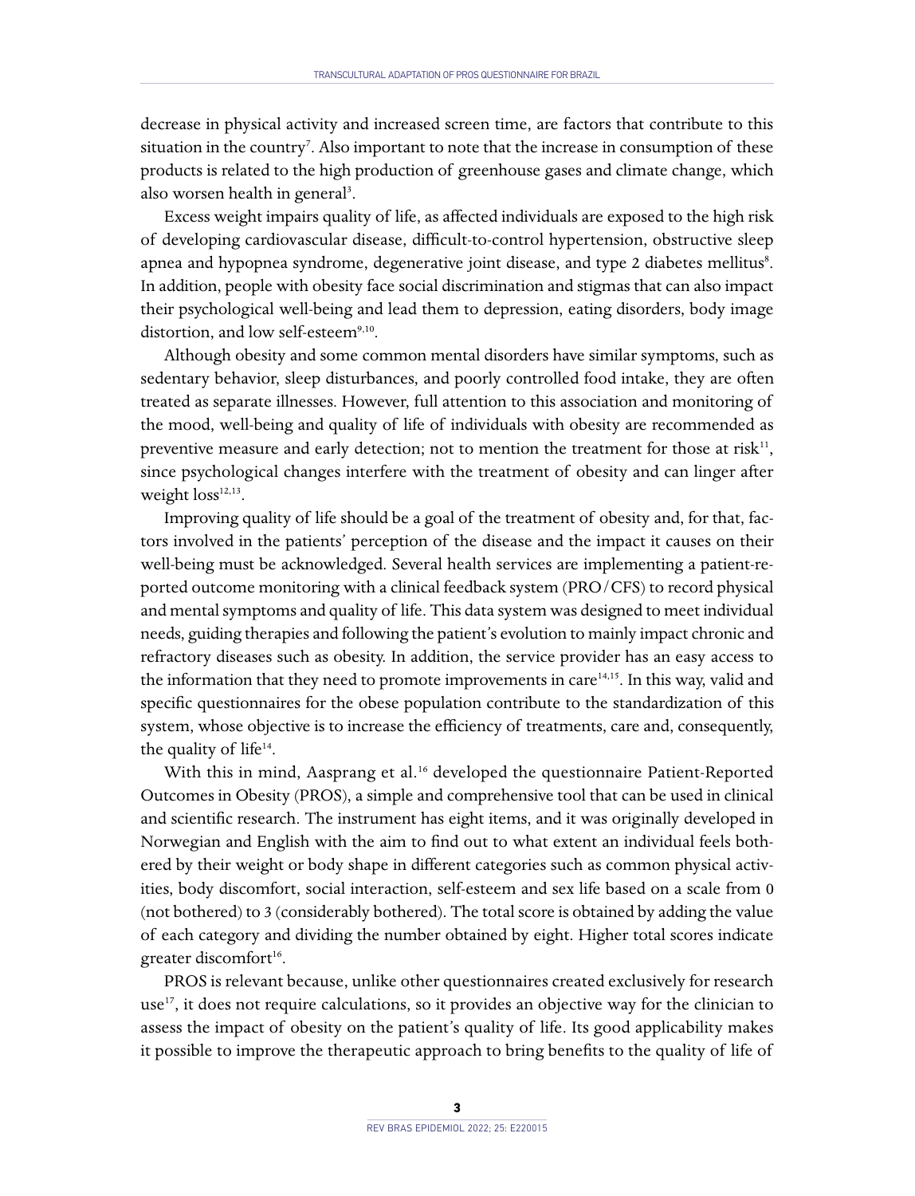decrease in physical activity and increased screen time, are factors that contribute to this situation in the country[7]. Also important to note that the increase in consumption of these products is related to the high production of greenhouse gases and climate change, which also worsen health in general[3].

Excess weight impairs quality of life, as affected individuals are exposed to the high risk of developing cardiovascular disease, difficult-to-control hypertension, obstructive sleep apnea and hypopnea syndrome, degenerative joint disease, and type 2 diabetes mellitus[8]. In addition, people with obesity face social discrimination and stigmas that can also impact their psychological well-being and lead them to depression, eating disorders, body image distortion, and low self-esteem[9,10].

Although obesity and some common mental disorders have similar symptoms, such as sedentary behavior, sleep disturbances, and poorly controlled food intake, they are often treated as separate illnesses. However, full attention to this association and monitoring of the mood, well-being and quality of life of individuals with obesity are recommended as preventive measure and early detection; not to mention the treatment for those at risk[11], since psychological changes interfere with the treatment of obesity and can linger after weight loss[12,13].

Improving quality of life should be a goal of the treatment of obesity and, for that, factors involved in the patients' perception of the disease and the impact it causes on their well-being must be acknowledged. Several health services are implementing a patient-reported outcome monitoring with a clinical feedback system (PRO/CFS) to record physical and mental symptoms and quality of life. This data system was designed to meet individual needs, guiding therapies and following the patient's evolution to mainly impact chronic and refractory diseases such as obesity. In addition, the service provider has an easy access to the information that they need to promote improvements in care[14,15]. In this way, valid and specific questionnaires for the obese population contribute to the standardization of this system, whose objective is to increase the efficiency of treatments, care and, consequently, the quality of life[14].

With this in mind, Aasprang et al.[16] developed the questionnaire Patient-Reported Outcomes in Obesity (PROS), a simple and comprehensive tool that can be used in clinical and scientific research. The instrument has eight items, and it was originally developed in Norwegian and English with the aim to find out to what extent an individual feels bothered by their weight or body shape in different categories such as common physical activities, body discomfort, social interaction, self-esteem and sex life based on a scale from 0 (not bothered) to 3 (considerably bothered). The total score is obtained by adding the value of each category and dividing the number obtained by eight. Higher total scores indicate greater discomfort[16].

PROS is relevant because, unlike other questionnaires created exclusively for research use[17], it does not require calculations, so it provides an objective way for the clinician to assess the impact of obesity on the patient's quality of life. Its good applicability makes it possible to improve the therapeutic approach to bring benefits to the quality of life of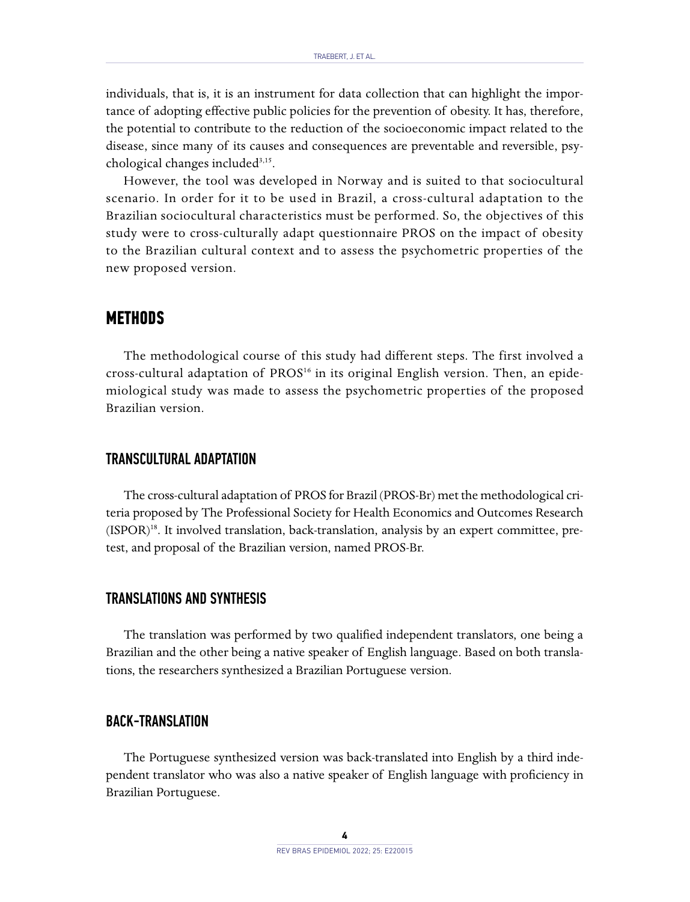individuals, that is, it is an instrument for data collection that can highlight the importance of adopting effective public policies for the prevention of obesity. It has, therefore, the potential to contribute to the reduction of the socioeconomic impact related to the disease, since many of its causes and consequences are preventable and reversible, psychological changes included[3,15].

However, the tool was developed in Norway and is suited to that sociocultural scenario. In order for it to be used in Brazil, a cross-cultural adaptation to the Brazilian sociocultural characteristics must be performed. So, the objectives of this study were to cross-culturally adapt questionnaire PROS on the impact of obesity to the Brazilian cultural context and to assess the psychometric properties of the new proposed version.

## METHODS

The methodological course of this study had different steps. The first involved a cross-cultural adaptation of PROS[16] in its original English version. Then, an epidemiological study was made to assess the psychometric properties of the proposed Brazilian version.

### TRANSCULTURAL ADAPTATION

The cross-cultural adaptation of PROS for Brazil (PROS-Br) met the methodological criteria proposed by The Professional Society for Health Economics and Outcomes Research (ISPOR)[18]. It involved translation, back-translation, analysis by an expert committee, pretest, and proposal of the Brazilian version, named PROS-Br.

### TRANSLATIONS AND SYNTHESIS

The translation was performed by two qualified independent translators, one being a Brazilian and the other being a native speaker of English language. Based on both translations, the researchers synthesized a Brazilian Portuguese version.

### BACK-TRANSLATION

The Portuguese synthesized version was back-translated into English by a third independent translator who was also a native speaker of English language with proficiency in Brazilian Portuguese.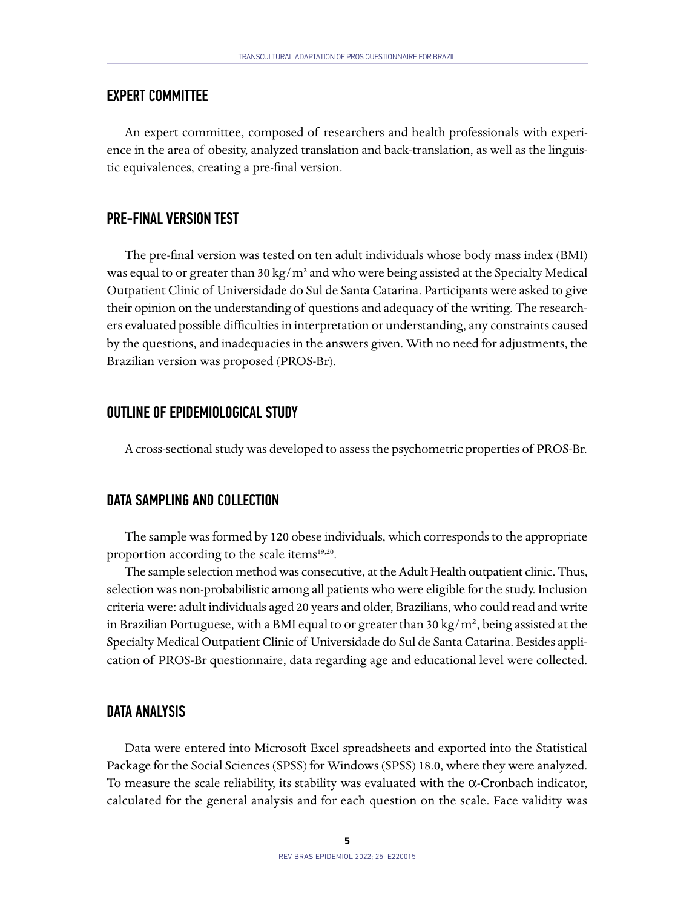## EXPERT COMMITTEE

An expert committee, composed of researchers and health professionals with experience in the area of obesity, analyzed translation and back-translation, as well as the linguistic equivalences, creating a pre-final version.

## PRE-FINAL VERSION TEST

The pre-final version was tested on ten adult individuals whose body mass index (BMI) was equal to or greater than 30 $kg/m^2$ and who were being assisted at the Specialty Medical Outpatient Clinic of Universidade do Sul de Santa Catarina. Participants were asked to give their opinion on the understanding of questions and adequacy of the writing. The researchers evaluated possible difficulties in interpretation or understanding, any constraints caused by the questions, and inadequacies in the answers given. With no need for adjustments, the Brazilian version was proposed (PROS-Br).

## OUTLINE OF EPIDEMIOLOGICAL STUDY

A cross-sectional study was developed to assess the psychometric properties of PROS-Br.

## DATA SAMPLING AND COLLECTION

The sample was formed by 120 obese individuals, which corresponds to the appropriate proportion according to the scale items[19,20].

The sample selection method was consecutive, at the Adult Health outpatient clinic. Thus, selection was non-probabilistic among all patients who were eligible for the study. Inclusion criteria were: adult individuals aged 20 years and older, Brazilians, who could read and write in Brazilian Portuguese, with a BMI equal to or greater than 30 $kg/m^2$, being assisted at the Specialty Medical Outpatient Clinic of Universidade do Sul de Santa Catarina. Besides application of PROS-Br questionnaire, data regarding age and educational level were collected.

## DATA ANALYSIS

Data were entered into Microsoft Excel spreadsheets and exported into the Statistical Package for the Social Sciences (SPSS) for Windows (SPSS) 18.0, where they were analyzed. To measure the scale reliability, its stability was evaluated with the $\alpha$-Cronbach indicator, calculated for the general analysis and for each question on the scale. Face validity was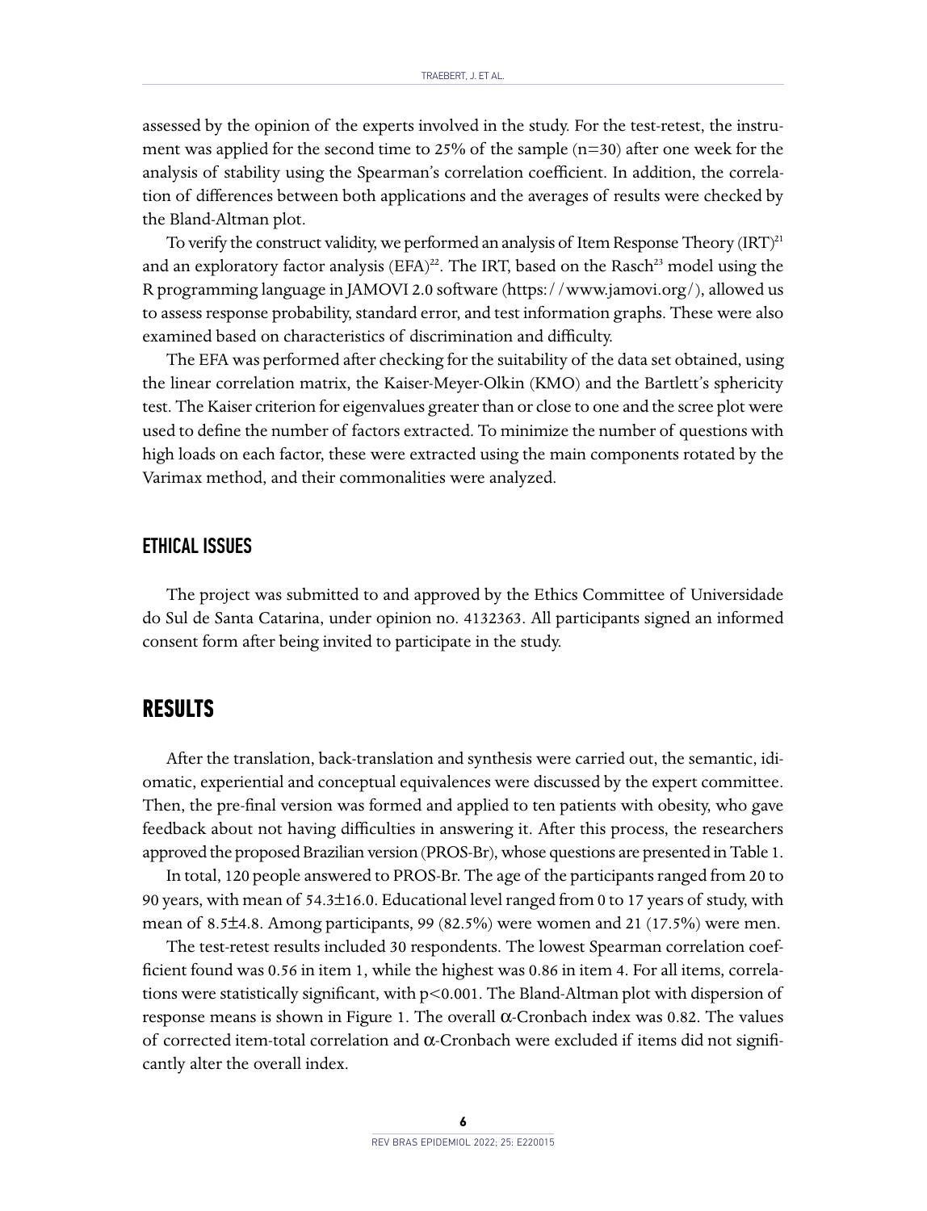assessed by the opinion of the experts involved in the study. For the test-retest, the instrument was applied for the second time to 25% of the sample (n=30) after one week for the analysis of stability using the Spearman's correlation coefficient. In addition, the correlation of differences between both applications and the averages of results were checked by the Bland-Altman plot.

To verify the construct validity, we performed an analysis of Item Response Theory (IRT)[21] and an exploratory factor analysis (EFA)[22]. The IRT, based on the Rasch[23] model using the R programming language in JAMOVI 2.0 software (https://www.jamovi.org/), allowed us to assess response probability, standard error, and test information graphs. These were also examined based on characteristics of discrimination and difficulty.

The EFA was performed after checking for the suitability of the data set obtained, using the linear correlation matrix, the Kaiser-Meyer-Olkin (KMO) and the Bartlett's sphericity test. The Kaiser criterion for eigenvalues greater than or close to one and the scree plot were used to define the number of factors extracted. To minimize the number of questions with high loads on each factor, these were extracted using the main components rotated by the Varimax method, and their commonalities were analyzed.

### ETHICAL ISSUES

The project was submitted to and approved by the Ethics Committee of Universidade do Sul de Santa Catarina, under opinion no. 4132363. All participants signed an informed consent form after being invited to participate in the study.

## RESULTS

After the translation, back-translation and synthesis were carried out, the semantic, idiomatic, experiential and conceptual equivalences were discussed by the expert committee. Then, the pre-final version was formed and applied to ten patients with obesity, who gave feedback about not having difficulties in answering it. After this process, the researchers approved the proposed Brazilian version (PROS-Br), whose questions are presented in Table 1.

In total, 120 people answered to PROS-Br. The age of the participants ranged from 20 to 90 years, with mean of 54.3±16.0. Educational level ranged from 0 to 17 years of study, with mean of 8.5±4.8. Among participants, 99 (82.5%) were women and 21 (17.5%) were men.

The test-retest results included 30 respondents. The lowest Spearman correlation coefficient found was 0.56 in item 1, while the highest was 0.86 in item 4. For all items, correlations were statistically significant, with $p<0.001$. The Bland-Altman plot with dispersion of response means is shown in Figure 1. The overall $\alpha$-Cronbach index was 0.82. The values of corrected item-total correlation and $\alpha$-Cronbach were excluded if items did not significantly alter the overall index.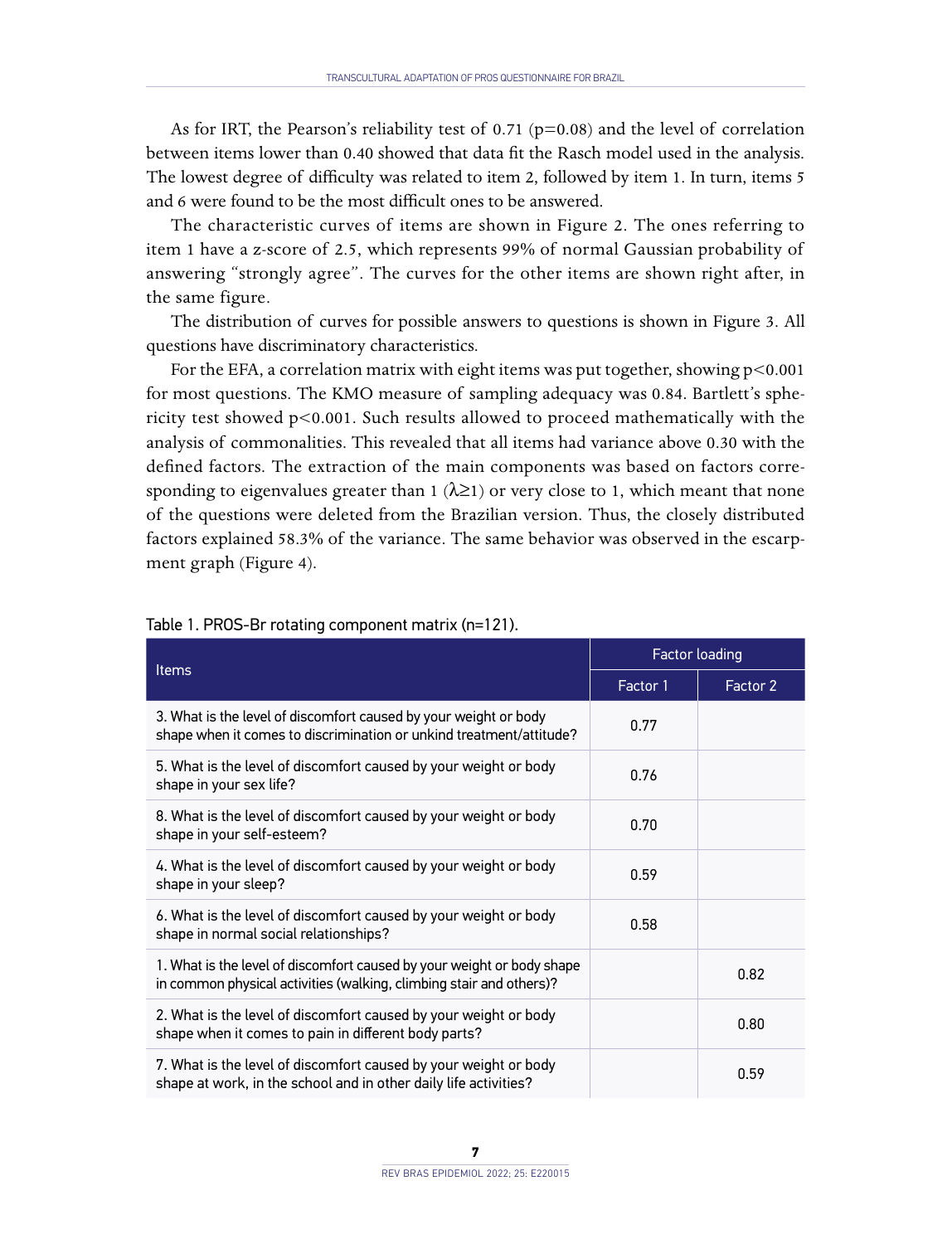As for IRT, the Pearson's reliability test of 0.71 ($p=0.08$) and the level of correlation between items lower than 0.40 showed that data fit the Rasch model used in the analysis. The lowest degree of difficulty was related to item 2, followed by item 1. In turn, items 5 and 6 were found to be the most difficult ones to be answered.

The characteristic curves of items are shown in Figure 2. The ones referring to item 1 have a z-score of 2.5, which represents 99% of normal Gaussian probability of answering "strongly agree". The curves for the other items are shown right after, in the same figure.

The distribution of curves for possible answers to questions is shown in Figure 3. All questions have discriminatory characteristics.

For the EFA, a correlation matrix with eight items was put together, showing $p<0.001$ for most questions. The KMO measure of sampling adequacy was 0.84. Bartlett's sphericity test showed $p<0.001$. Such results allowed to proceed mathematically with the analysis of commonalities. This revealed that all items had variance above 0.30 with the defined factors. The extraction of the main components was based on factors corresponding to eigenvalues greater than 1 ($\lambda \geq 1$) or very close to 1, which meant that none of the questions were deleted from the Brazilian version. Thus, the closely distributed factors explained 58.3% of the variance. The same behavior was observed in the escarpment graph (Figure 4).

Table 1. PROS-Br rotating component matrix (n=121).

| Items | Factor loading | |
|---|---|---|
| | Factor 1 | Factor 2 |
| 3. What is the level of discomfort caused by your weight or body shape when it comes to discrimination or unkind treatment/attitude? | 0.77 | |
| 5. What is the level of discomfort caused by your weight or body shape in your sex life? | 0.76 | |
| 8. What is the level of discomfort caused by your weight or body shape in your self-esteem? | 0.70 | |
| 4. What is the level of discomfort caused by your weight or body shape in your sleep? | 0.59 | |
| 6. What is the level of discomfort caused by your weight or body shape in normal social relationships? | 0.58 | |
| 1. What is the level of discomfort caused by your weight or body shape in common physical activities (walking, climbing stair and others)? | | 0.82 |
| 2. What is the level of discomfort caused by your weight or body shape when it comes to pain in different body parts? | | 0.80 |
| 7. What is the level of discomfort caused by your weight or body shape at work, in the school and in other daily life activities? | | 0.59 |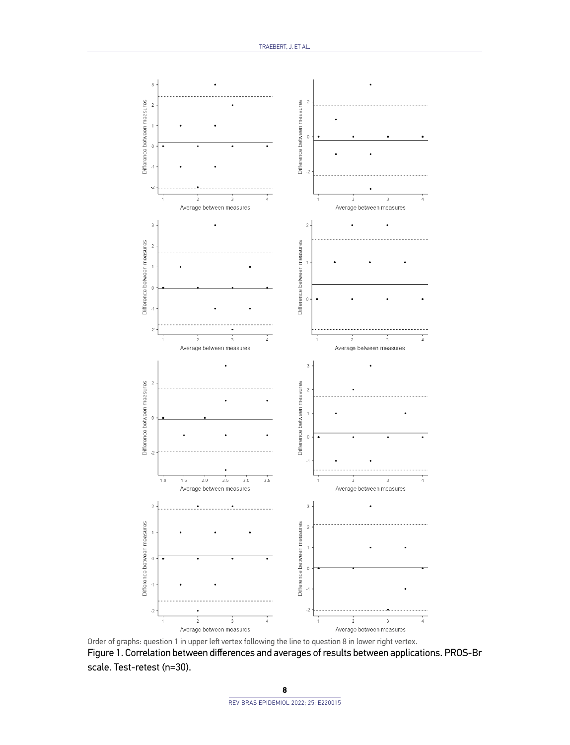Order of graphs: question 1 in upper left vertex following the line to question 8 in lower right vertex.

Figure 1. Correlation between differences and averages of results between applications. PROS-Br scale. Test-retest (n=30).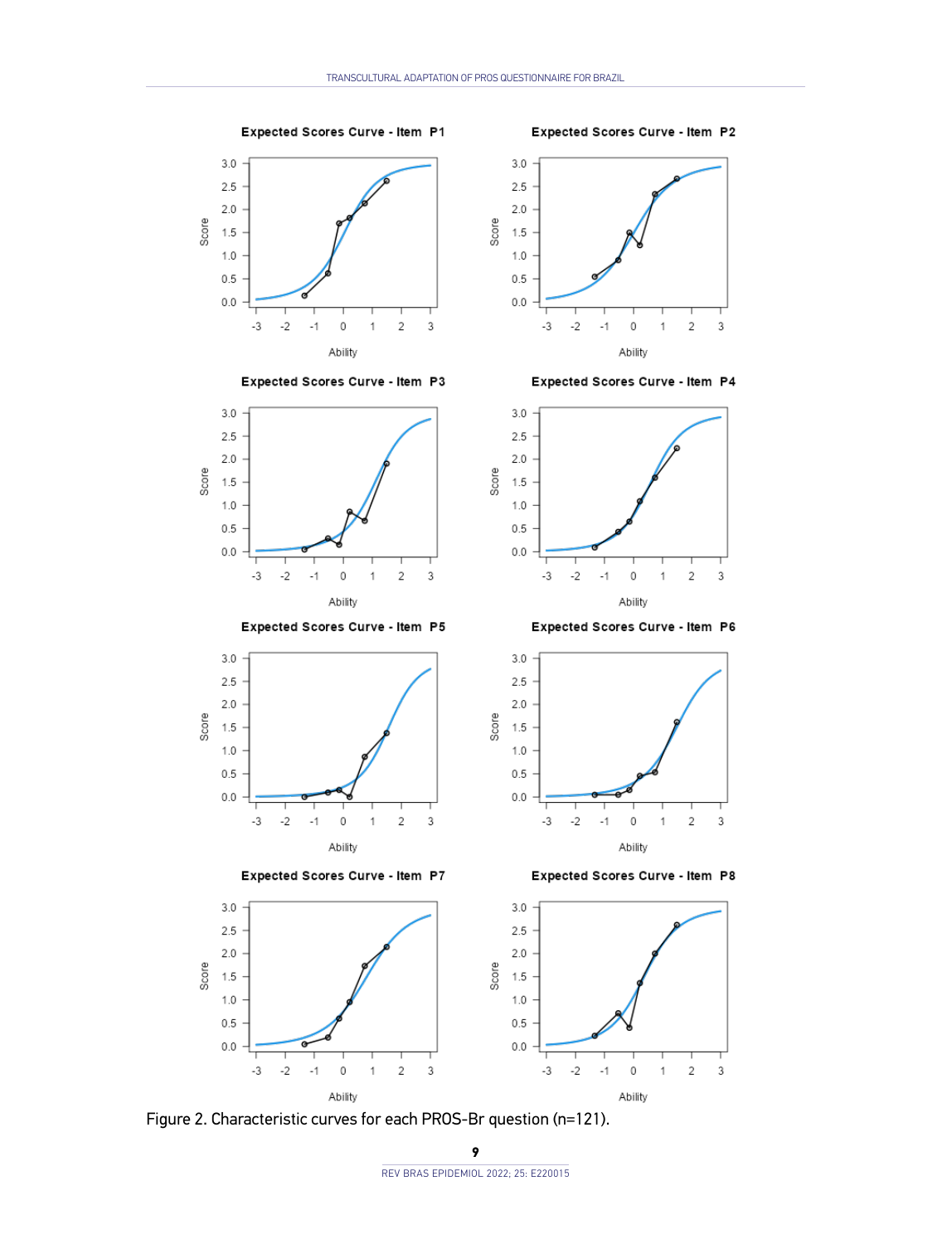Figure 2. Characteristic curves for each PROS-Br question (n=121).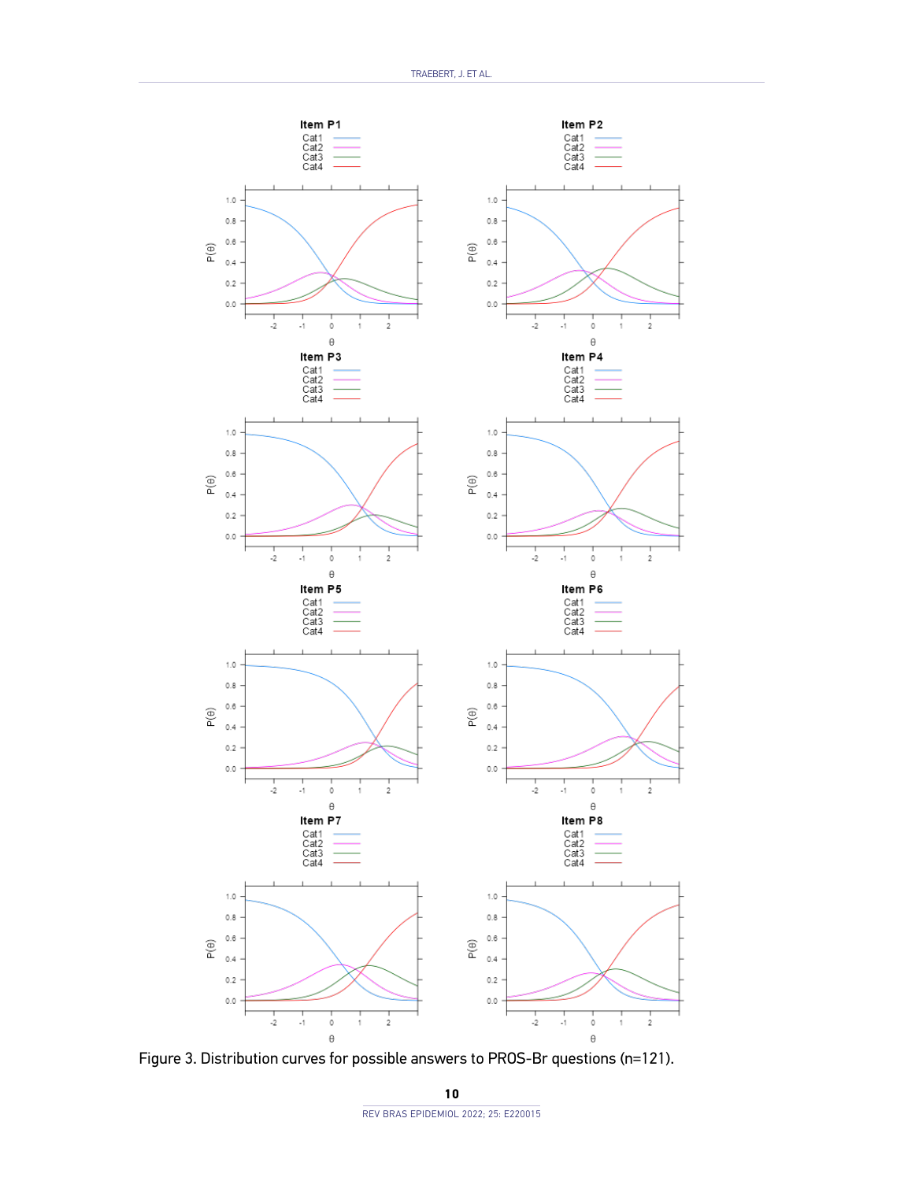Figure 3. Distribution curves for possible answers to PROS-Br questions (n=121).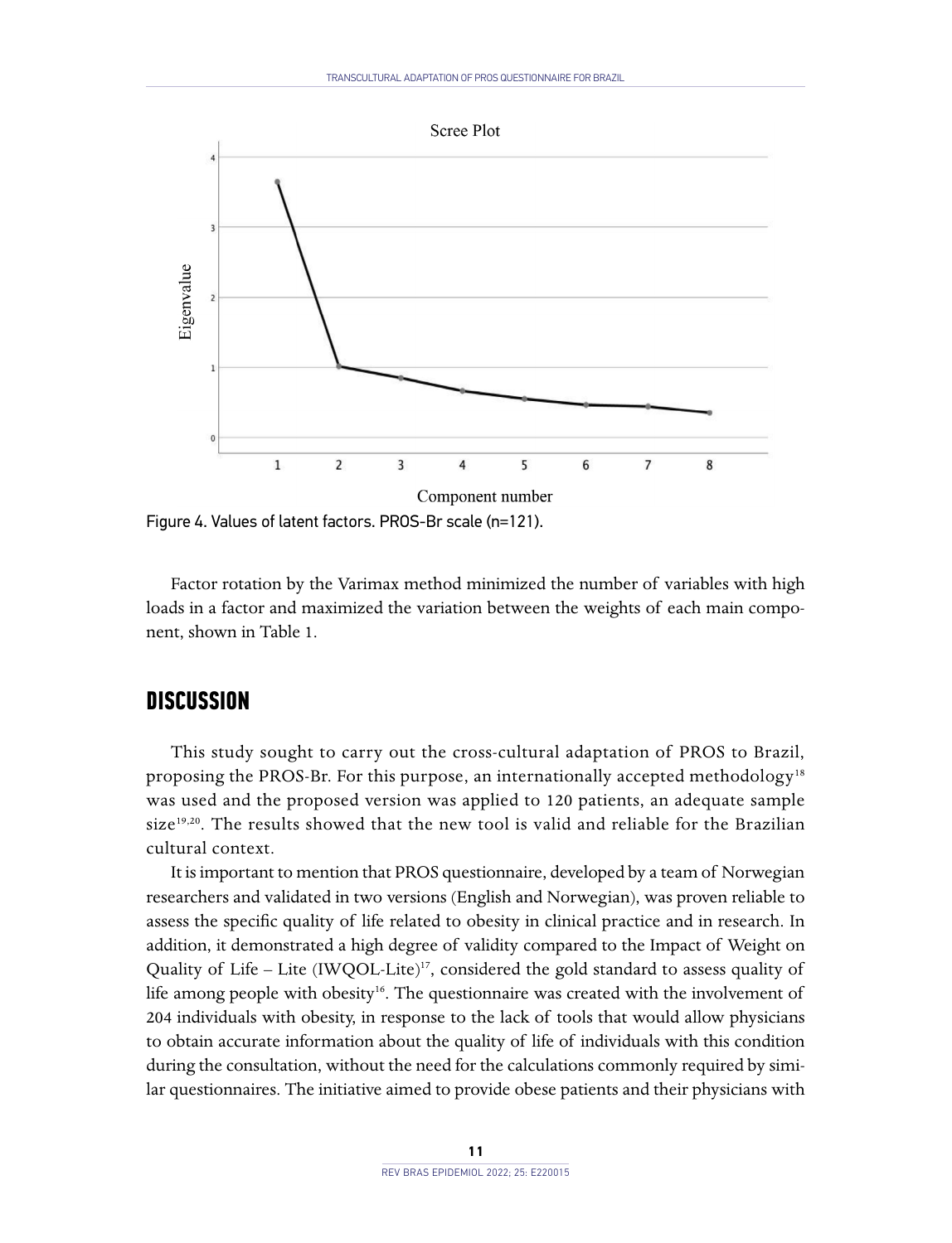Figure 4. Values of latent factors. PROS-Br scale (n=121).

Factor rotation by the Varimax method minimized the number of variables with high loads in a factor and maximized the variation between the weights of each main component, shown in Table 1.

## DISCUSSION

This study sought to carry out the cross-cultural adaptation of PROS to Brazil, proposing the PROS-Br. For this purpose, an internationally accepted methodology[18] was used and the proposed version was applied to 120 patients, an adequate sample size[19,20]. The results showed that the new tool is valid and reliable for the Brazilian cultural context.

It is important to mention that PROS questionnaire, developed by a team of Norwegian researchers and validated in two versions (English and Norwegian), was proven reliable to assess the specific quality of life related to obesity in clinical practice and in research. In addition, it demonstrated a high degree of validity compared to the Impact of Weight on Quality of Life – Lite (IWQOL-Lite)[17], considered the gold standard to assess quality of life among people with obesity[16]. The questionnaire was created with the involvement of 204 individuals with obesity, in response to the lack of tools that would allow physicians to obtain accurate information about the quality of life of individuals with this condition during the consultation, without the need for the calculations commonly required by similar questionnaires. The initiative aimed to provide obese patients and their physicians with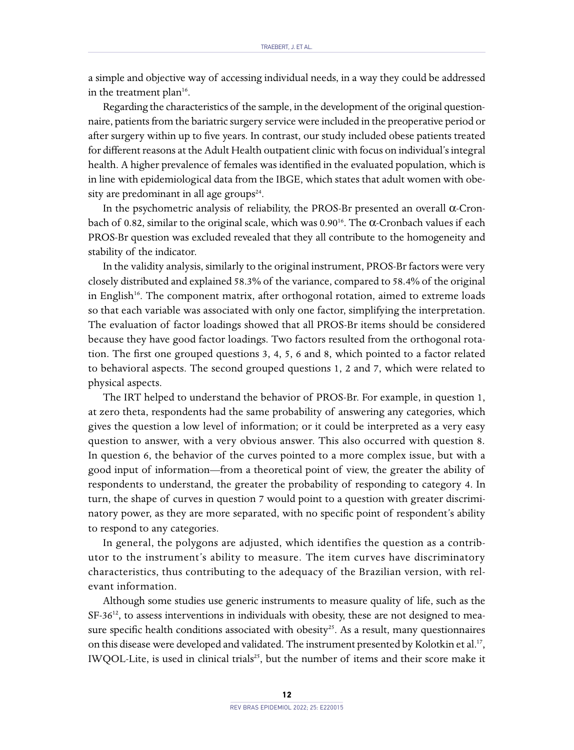a simple and objective way of accessing individual needs, in a way they could be addressed in the treatment plan[16].

Regarding the characteristics of the sample, in the development of the original questionnaire, patients from the bariatric surgery service were included in the preoperative period or after surgery within up to five years. In contrast, our study included obese patients treated for different reasons at the Adult Health outpatient clinic with focus on individual's integral health. A higher prevalence of females was identified in the evaluated population, which is in line with epidemiological data from the IBGE, which states that adult women with obesity are predominant in all age groups[24].

In the psychometric analysis of reliability, the PROS-Br presented an overall α-Cronbach of 0.82, similar to the original scale, which was 0.90[16]. The α-Cronbach values if each PROS-Br question was excluded revealed that they all contribute to the homogeneity and stability of the indicator.

In the validity analysis, similarly to the original instrument, PROS-Br factors were very closely distributed and explained 58.3% of the variance, compared to 58.4% of the original in English[16]. The component matrix, after orthogonal rotation, aimed to extreme loads so that each variable was associated with only one factor, simplifying the interpretation. The evaluation of factor loadings showed that all PROS-Br items should be considered because they have good factor loadings. Two factors resulted from the orthogonal rotation. The first one grouped questions 3, 4, 5, 6 and 8, which pointed to a factor related to behavioral aspects. The second grouped questions 1, 2 and 7, which were related to physical aspects.

The IRT helped to understand the behavior of PROS-Br. For example, in question 1, at zero theta, respondents had the same probability of answering any categories, which gives the question a low level of information; or it could be interpreted as a very easy question to answer, with a very obvious answer. This also occurred with question 8. In question 6, the behavior of the curves pointed to a more complex issue, but with a good input of information—from a theoretical point of view, the greater the ability of respondents to understand, the greater the probability of responding to category 4. In turn, the shape of curves in question 7 would point to a question with greater discriminatory power, as they are more separated, with no specific point of respondent's ability to respond to any categories.

In general, the polygons are adjusted, which identifies the question as a contributor to the instrument's ability to measure. The item curves have discriminatory characteristics, thus contributing to the adequacy of the Brazilian version, with relevant information.

Although some studies use generic instruments to measure quality of life, such as the SF-36[12], to assess interventions in individuals with obesity, these are not designed to measure specific health conditions associated with obesity[25]. As a result, many questionnaires on this disease were developed and validated. The instrument presented by Kolotkin et al.[17], IWQOL-Lite, is used in clinical trials[25], but the number of items and their score make it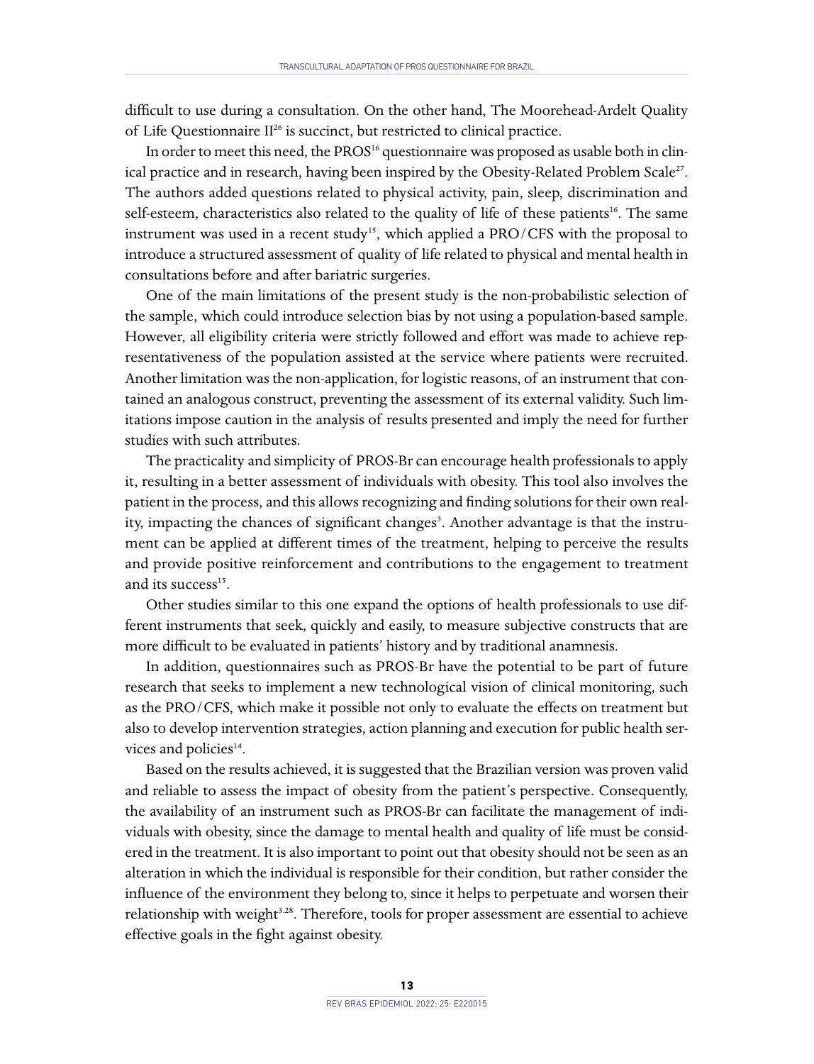difficult to use during a consultation. On the other hand, The Moorehead-Ardelt Quality of Life Questionnaire II[26] is succinct, but restricted to clinical practice.

In order to meet this need, the PROS[16] questionnaire was proposed as usable both in clinical practice and in research, having been inspired by the Obesity-Related Problem Scale[27]. The authors added questions related to physical activity, pain, sleep, discrimination and self-esteem, characteristics also related to the quality of life of these patients[16]. The same instrument was used in a recent study[15], which applied a PRO/CFS with the proposal to introduce a structured assessment of quality of life related to physical and mental health in consultations before and after bariatric surgeries.

One of the main limitations of the present study is the non-probabilistic selection of the sample, which could introduce selection bias by not using a population-based sample. However, all eligibility criteria were strictly followed and effort was made to achieve representativeness of the population assisted at the service where patients were recruited. Another limitation was the non-application, for logistic reasons, of an instrument that contained an analogous construct, preventing the assessment of its external validity. Such limitations impose caution in the analysis of results presented and imply the need for further studies with such attributes.

The practicality and simplicity of PROS-Br can encourage health professionals to apply it, resulting in a better assessment of individuals with obesity. This tool also involves the patient in the process, and this allows recognizing and finding solutions for their own reality, impacting the chances of significant changes[3]. Another advantage is that the instrument can be applied at different times of the treatment, helping to perceive the results and provide positive reinforcement and contributions to the engagement to treatment and its success[15].

Other studies similar to this one expand the options of health professionals to use different instruments that seek, quickly and easily, to measure subjective constructs that are more difficult to be evaluated in patients' history and by traditional anamnesis.

In addition, questionnaires such as PROS-Br have the potential to be part of future research that seeks to implement a new technological vision of clinical monitoring, such as the PRO/CFS, which make it possible not only to evaluate the effects on treatment but also to develop intervention strategies, action planning and execution for public health services and policies[14].

Based on the results achieved, it is suggested that the Brazilian version was proven valid and reliable to assess the impact of obesity from the patient's perspective. Consequently, the availability of an instrument such as PROS-Br can facilitate the management of individuals with obesity, since the damage to mental health and quality of life must be considered in the treatment. It is also important to point out that obesity should not be seen as an alteration in which the individual is responsible for their condition, but rather consider the influence of the environment they belong to, since it helps to perpetuate and worsen their relationship with weight[3,28]. Therefore, tools for proper assessment are essential to achieve effective goals in the fight against obesity.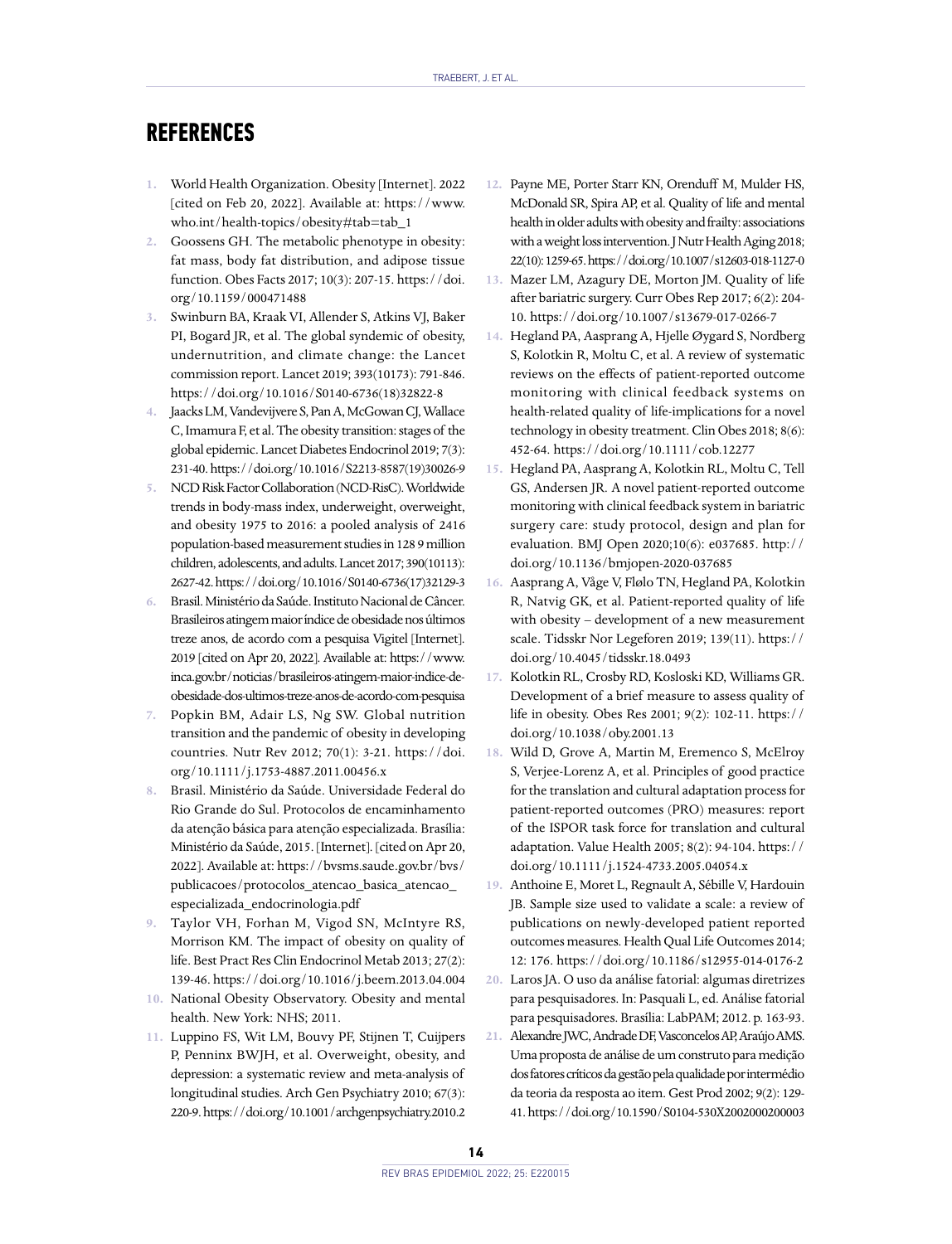# REFERENCES

1. World Health Organization. Obesity [Internet]. 2022 [cited on Feb 20, 2022]. Available at: https://www.who.int/health-topics/obesity#tab=tab_1
2. Goossens GH. The metabolic phenotype in obesity: fat mass, body fat distribution, and adipose tissue function. Obes Facts 2017; 10(3): 207-15. https://doi.org/10.1159/000471488
3. Swinburn BA, Kraak VI, Allender S, Atkins VJ, Baker PI, Bogard JR, et al. The global syndemic of obesity, undernutrition, and climate change: the Lancet commission report. Lancet 2019; 393(10173): 791-846. https://doi.org/10.1016/S0140-6736(18)32822-8
4. Jaacks LM, Vandevijvere S, Pan A, McGowan CJ, Wallace C, Imamura F, et al. The obesity transition: stages of the global epidemic. Lancet Diabetes Endocrinol 2019; 7(3): 231-40. https://doi.org/10.1016/S2213-8587(19)30026-9
5. NCD Risk Factor Collaboration (NCD-RisC). Worldwide trends in body-mass index, underweight, overweight, and obesity 1975 to 2016: a pooled analysis of 2416 population-based measurement studies in 128 9 million children, adolescents, and adults. Lancet 2017; 390(10113): 2627-42. https://doi.org/10.1016/S0140-6736(17)32129-3
6. Brasil. Ministério da Saúde. Instituto Nacional de Câncer. Brasileiros atingem maior índice de obesidade nos últimos treze anos, de acordo com a pesquisa Vigitel [Internet]. 2019 [cited on Apr 20, 2022]. Available at: https://www.inca.gov.br/noticias/brasileiros-atingem-maior-indice-de-obesidade-dos-ultimos-treze-anos-de-acordo-com-pesquisa
7. Popkin BM, Adair LS, Ng SW. Global nutrition transition and the pandemic of obesity in developing countries. Nutr Rev 2012; 70(1): 3-21. https://doi.org/10.1111/j.1753-4887.2011.00456.x
8. Brasil. Ministério da Saúde. Universidade Federal do Rio Grande do Sul. Protocolos de encaminhamento da atenção básica para atenção especializada. Brasília: Ministério da Saúde, 2015. [Internet]. [cited on Apr 20, 2022]. Available at: https://bvsms.saude.gov.br/bvs/publicacoes/protocolos_atencao_basica_atencao_especializada_endocrinologia.pdf
9. Taylor VH, Forhan M, Vigod SN, McIntyre RS, Morrison KM. The impact of obesity on quality of life. Best Pract Res Clin Endocrinol Metab 2013; 27(2): 139-46. https://doi.org/10.1016/j.beem.2013.04.004
10. National Obesity Observatory. Obesity and mental health. New York: NHS; 2011.
11. Luppino FS, Wit LM, Bouvy PF, Stijnen T, Cuijpers P, Penninx BWJH, et al. Overweight, obesity, and depression: a systematic review and meta-analysis of longitudinal studies. Arch Gen Psychiatry 2010; 67(3): 220-9. https://doi.org/10.1001/archgenpsychiatry.2010.2
12. Payne ME, Porter Starr KN, Orenduff M, Mulder HS, McDonald SR, Spira AP, et al. Quality of life and mental health in older adults with obesity and frailty: associations with a weight loss intervention. J Nutr Health Aging 2018; 22(10): 1259-65. https://doi.org/10.1007/s12603-018-1127-0
13. Mazer LM, Azagury DE, Morton JM. Quality of life after bariatric surgery. Curr Obes Rep 2017; 6(2): 204-10. https://doi.org/10.1007/s13679-017-0266-7
14. Hegland PA, Aasprang A, Hjelle Øygard S, Nordberg S, Kolotkin R, Moltu C, et al. A review of systematic reviews on the effects of patient-reported outcome monitoring with clinical feedback systems on health-related quality of life-implications for a novel technology in obesity treatment. Clin Obes 2018; 8(6): 452-64. https://doi.org/10.1111/cob.12277
15. Hegland PA, Aasprang A, Kolotkin RL, Moltu C, Tell GS, Andersen JR. A novel patient-reported outcome monitoring with clinical feedback system in bariatric surgery care: study protocol, design and plan for evaluation. BMJ Open 2020;10(6): e037685. http://doi.org/10.1136/bmjopen-2020-037685
16. Aasprang A, Våge V, Flølo TN, Hegland PA, Kolotkin R, Natvig GK, et al. Patient-reported quality of life with obesity – development of a new measurement scale. Tidsskr Nor Legeforen 2019; 139(11). https://doi.org/10.4045/tidsskr.18.0493
17. Kolotkin RL, Crosby RD, Kosloski KD, Williams GR. Development of a brief measure to assess quality of life in obesity. Obes Res 2001; 9(2): 102-11. https://doi.org/10.1038/oby.2001.13
18. Wild D, Grove A, Martin M, Eremenco S, McElroy S, Verjee-Lorenz A, et al. Principles of good practice for the translation and cultural adaptation process for patient-reported outcomes (PRO) measures: report of the ISPOR task force for translation and cultural adaptation. Value Health 2005; 8(2): 94-104. https://doi.org/10.1111/j.1524-4733.2005.04054.x
19. Anthoine E, Moret L, Regnault A, Sébille V, Hardouin JB. Sample size used to validate a scale: a review of publications on newly-developed patient reported outcomes measures. Health Qual Life Outcomes 2014; 12: 176. https://doi.org/10.1186/s12955-014-0176-2
20. Laros JA. O uso da análise fatorial: algumas diretrizes para pesquisadores. In: Pasquali L, ed. Análise fatorial para pesquisadores. Brasília: LabPAM; 2012. p. 163-93.
21. Alexandre JWC, Andrade DF, Vasconcelos AP, Araújo AMS. Uma proposta de análise de um construto para medição dos fatores críticos da gestão pela qualidade por intermédio da teoria da resposta ao item. Gest Prod 2002; 9(2): 129-41. https://doi.org/10.1590/S0104-530X2002000200003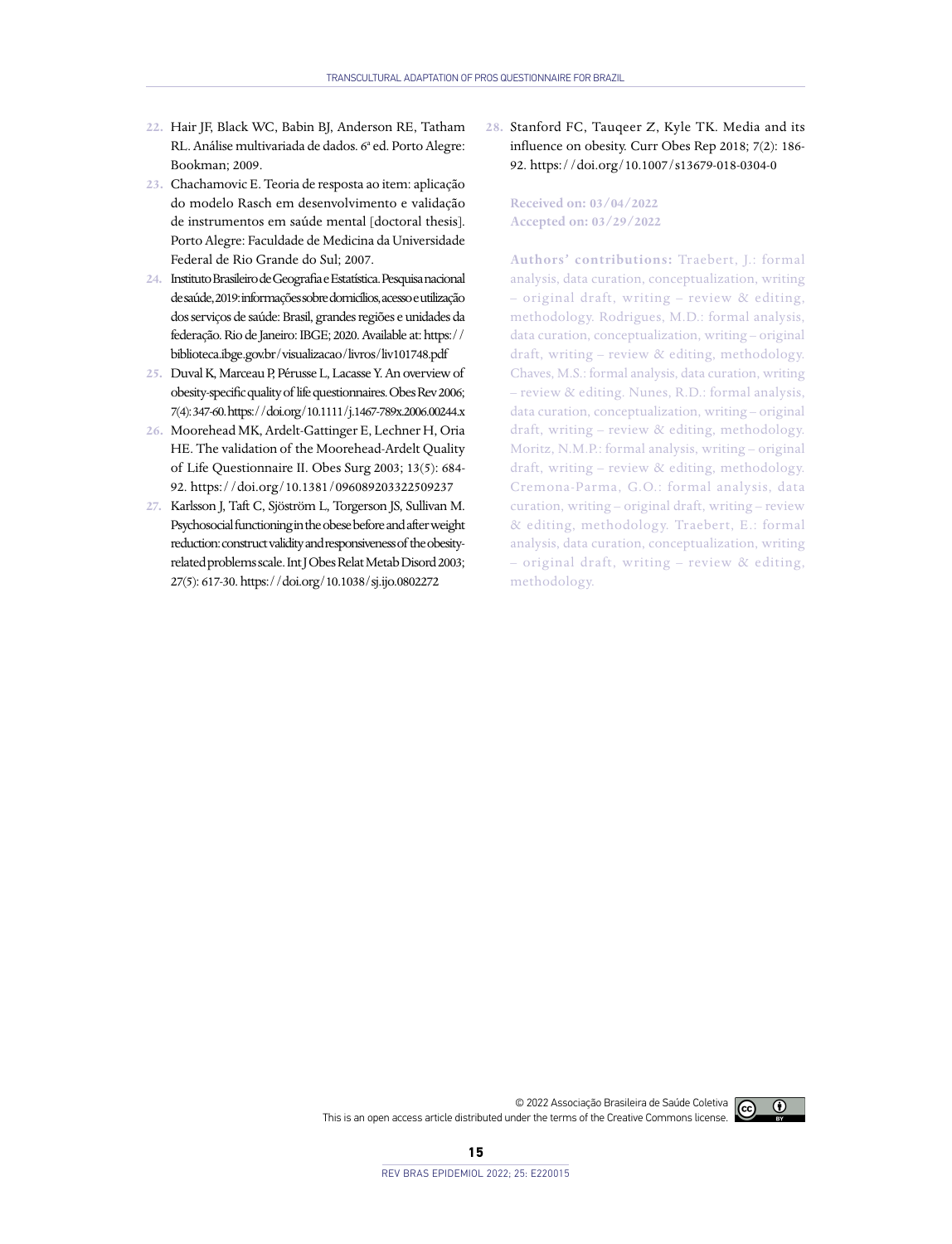22. Hair JF, Black WC, Babin BJ, Anderson RE, Tatham RL. Análise multivariada de dados. 6ª ed. Porto Alegre: Bookman; 2009.
23. Chachamovic E. Teoria de resposta ao item: aplicação do modelo Rasch em desenvolvimento e validação de instrumentos em saúde mental [doctoral thesis]. Porto Alegre: Faculdade de Medicina da Universidade Federal de Rio Grande do Sul; 2007.
24. Instituto Brasileiro de Geografia e Estatística. Pesquisa nacional de saúde, 2019: informações sobre domicílios, acesso e utilização dos serviços de saúde: Brasil, grandes regiões e unidades da federação. Rio de Janeiro: IBGE; 2020. Available at: https://biblioteca.ibge.gov.br/visualizacao/livros/liv101748.pdf
25. Duval K, Marceau P, Pérusse L, Lacasse Y. An overview of obesity-specific quality of life questionnaires. Obes Rev 2006; 7(4): 347-60. https://doi.org/10.1111/j.1467-789x.2006.00244.x
26. Moorehead MK, Ardelt-Gattinger E, Lechner H, Oria HE. The validation of the Moorehead-Ardelt Quality of Life Questionnaire II. Obes Surg 2003; 13(5): 684-92. https://doi.org/10.1381/096089203322509237
27. Karlsson J, Taft C, Sjöström L, Torgerson JS, Sullivan M. Psychosocial functioning in the obese before and after weight reduction: construct validity and responsiveness of the obesity-related problems scale. Int J Obes Relat Metab Disord 2003; 27(5): 617-30. https://doi.org/10.1038/sj.ijo.0802272
28. Stanford FC, Tauqeer Z, Kyle TK. Media and its influence on obesity. Curr Obes Rep 2018; 7(2): 186-92. https://doi.org/10.1007/s13679-018-0304-0

**Received on: 03/04/2022**
**Accepted on: 03/29/2022**

**Authors' contributions:** Traebert, J.: formal analysis, data curation, conceptualization, writing – original draft, writing – review & editing, methodology. Rodrigues, M.D.: formal analysis, data curation, conceptualization, writing – original draft, writing – review & editing, methodology. Chaves, M.S.: formal analysis, data curation, writing – review & editing. Nunes, R.D.: formal analysis, data curation, conceptualization, writing – original draft, writing – review & editing, methodology. Moritz, N.M.P.: formal analysis, writing – original draft, writing – review & editing, methodology. Cremona-Parma, G.O.: formal analysis, data curation, writing – original draft, writing – review & editing, methodology. Traebert, E.: formal analysis, data curation, conceptualization, writing – original draft, writing – review & editing, methodology.

© 2022 Associação Brasileira de Saúde Coletiva
This is an open access article distributed under the terms of the Creative Commons license.